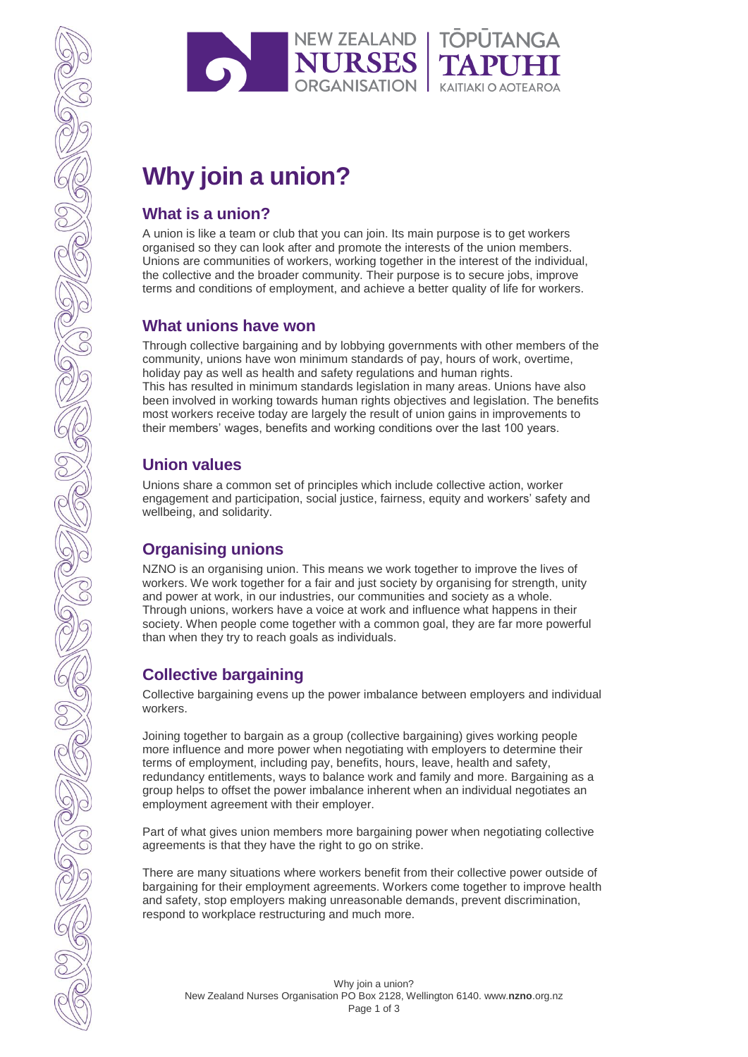# Why join a union?

## What is a union?

A union is like a team or club that you can join. Its main purpose is to get workers organised so they can look after and promote the interests of the union members. Unions are communities of workers, working together in the interest of the individual, the collective and the broader community. Their purpose is to secure jobs, improve terms and conditions of employment, and achieve a better quality of life for workers.

## What unions have won

Through collective bargaining and by lobbying governments with other members of the community, unions have won minimum standards of pay, hours of work, overtime, holiday pay as well as health and safety regulations and human rights.
This has resulted in minimum standards legislation in many areas. Unions have also been involved in working towards human rights objectives and legislation. The benefits most workers receive today are largely the result of union gains in improvements to their members' wages, benefits and working conditions over the last 100 years.

## Union values

Unions share a common set of principles which include collective action, worker engagement and participation, social justice, fairness, equity and workers' safety and wellbeing, and solidarity.

## Organising unions

NZNO is an organising union. This means we work together to improve the lives of workers. We work together for a fair and just society by organising for strength, unity and power at work, in our industries, our communities and society as a whole. Through unions, workers have a voice at work and influence what happens in their society. When people come together with a common goal, they are far more powerful than when they try to reach goals as individuals.

## Collective bargaining

Collective bargaining evens up the power imbalance between employers and individual workers.

Joining together to bargain as a group (collective bargaining) gives working people more influence and more power when negotiating with employers to determine their terms of employment, including pay, benefits, hours, leave, health and safety, redundancy entitlements, ways to balance work and family and more. Bargaining as a group helps to offset the power imbalance inherent when an individual negotiates an employment agreement with their employer.

Part of what gives union members more bargaining power when negotiating collective agreements is that they have the right to go on strike.

There are many situations where workers benefit from their collective power outside of bargaining for their employment agreements. Workers come together to improve health and safety, stop employers making unreasonable demands, prevent discrimination, respond to workplace restructuring and much more.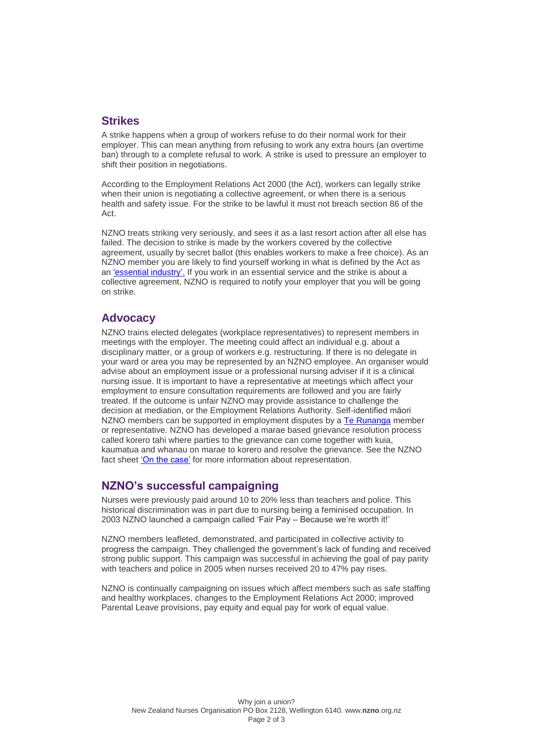## Strikes

A strike happens when a group of workers refuse to do their normal work for their employer. This can mean anything from refusing to work any extra hours (an overtime ban) through to a complete refusal to work. A strike is used to pressure an employer to shift their position in negotiations.

According to the Employment Relations Act 2000 (the Act), workers can legally strike when their union is negotiating a collective agreement, or when there is a serious health and safety issue. For the strike to be lawful it must not breach section 86 of the Act.

NZNO treats striking very seriously, and sees it as a last resort action after all else has failed. The decision to strike is made by the workers covered by the collective agreement, usually by secret ballot (this enables workers to make a free choice). As an NZNO member you are likely to find yourself working in what is defined by the Act as an 'essential industry'. If you work in an essential service and the strike is about a collective agreement, NZNO is required to notify your employer that you will be going on strike.

## Advocacy

NZNO trains elected delegates (workplace representatives) to represent members in meetings with the employer. The meeting could affect an individual e.g. about a disciplinary matter, or a group of workers e.g. restructuring. If there is no delegate in your ward or area you may be represented by an NZNO employee. An organiser would advise about an employment issue or a professional nursing adviser if it is a clinical nursing issue. It is important to have a representative at meetings which affect your employment to ensure consultation requirements are followed and you are fairly treated. If the outcome is unfair NZNO may provide assistance to challenge the decision at mediation, or the Employment Relations Authority. Self-identified māori NZNO members can be supported in employment disputes by a Te Runanga member or representative. NZNO has developed a marae based grievance resolution process called korero tahi where parties to the grievance can come together with kuia, kaumatua and whanau on marae to korero and resolve the grievance. See the NZNO fact sheet 'On the case' for more information about representation.

## NZNO's successful campaigning

Nurses were previously paid around 10 to 20% less than teachers and police. This historical discrimination was in part due to nursing being a feminised occupation. In 2003 NZNO launched a campaign called 'Fair Pay – Because we're worth it!'

NZNO members leafleted, demonstrated, and participated in collective activity to progress the campaign. They challenged the government's lack of funding and received strong public support. This campaign was successful in achieving the goal of pay parity with teachers and police in 2005 when nurses received 20 to 47% pay rises.

NZNO is continually campaigning on issues which affect members such as safe staffing and healthy workplaces, changes to the Employment Relations Act 2000; improved Parental Leave provisions, pay equity and equal pay for work of equal value.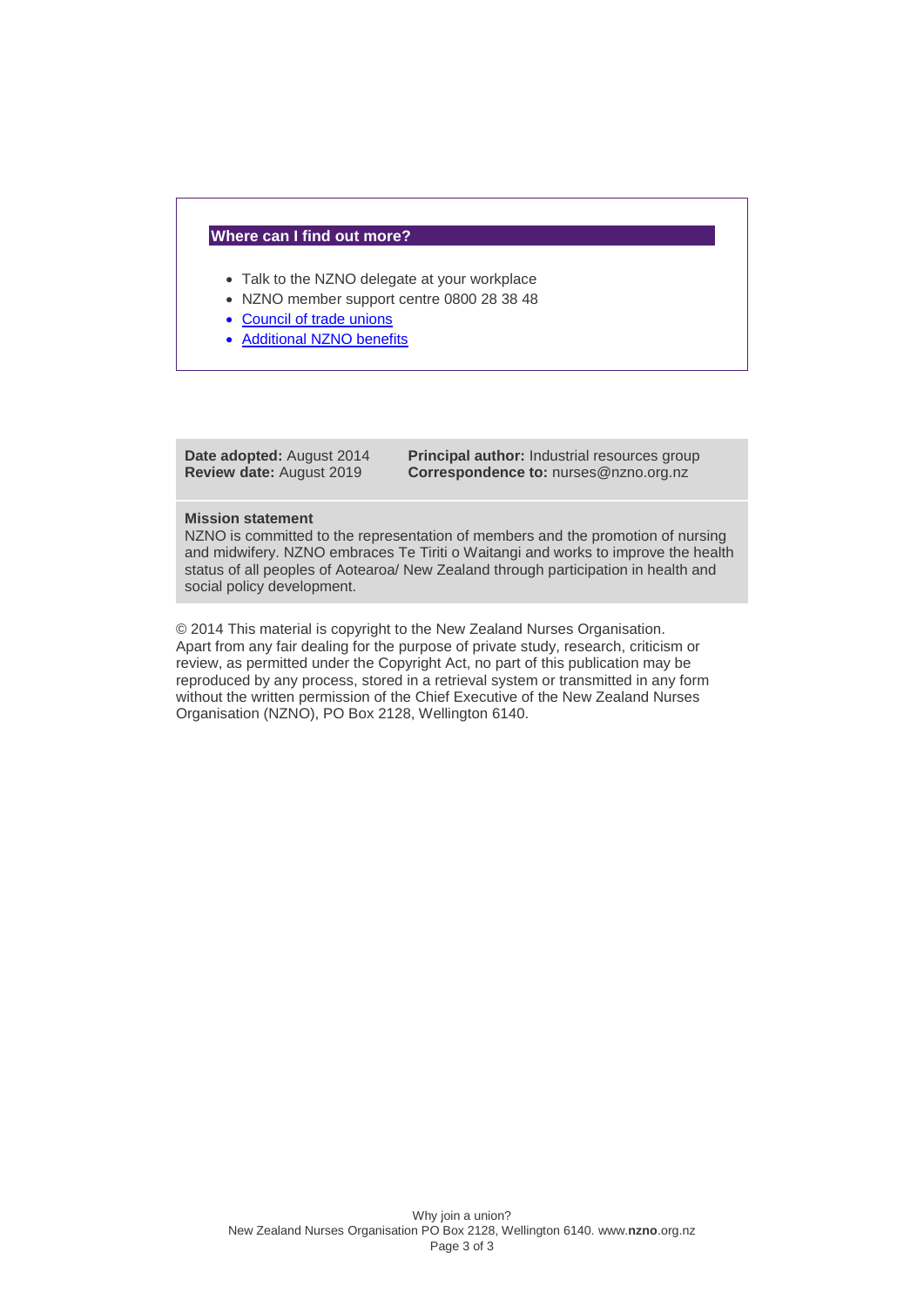## Where can I find out more?

- Talk to the NZNO delegate at your workplace
- NZNO member support centre 0800 28 38 48
- Council of trade unions
- Additional NZNO benefits

**Date adopted:** August 2014
**Review date:** August 2019

**Principal author:** Industrial resources group
**Correspondence to:** nurses@nzno.org.nz

**Mission statement**
NZNO is committed to the representation of members and the promotion of nursing and midwifery. NZNO embraces Te Tiriti o Waitangi and works to improve the health status of all peoples of Aotearoa/ New Zealand through participation in health and social policy development.

© 2014 This material is copyright to the New Zealand Nurses Organisation. Apart from any fair dealing for the purpose of private study, research, criticism or review, as permitted under the Copyright Act, no part of this publication may be reproduced by any process, stored in a retrieval system or transmitted in any form without the written permission of the Chief Executive of the New Zealand Nurses Organisation (NZNO), PO Box 2128, Wellington 6140.